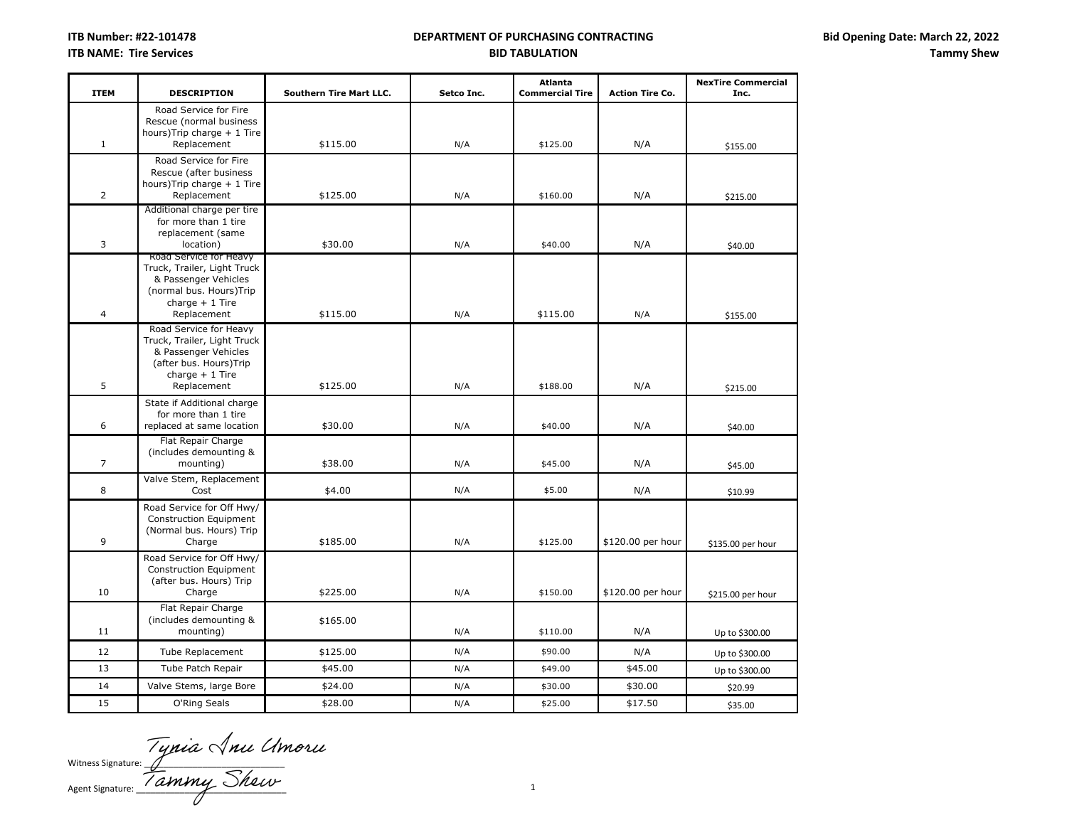**ITB Number: #22-101478**
**ITB NAME: Tire Services**

**DEPARTMENT OF PURCHASING CONTRACTING**
**BID TABULATION**

**Bid Opening Date: March 22, 2022**
**Tammy Shew**

| ITEM | DESCRIPTION | Southern Tire Mart LLC. | Setco Inc. | Atlanta Commercial Tire | Action Tire Co. | NexTire Commercial Inc. |
|---|---|---|---|---|---|---|
| 1 | Road Service for Fire Rescue (normal business hours)Trip charge + 1 Tire Replacement | $115.00 | N/A | $125.00 | N/A | $155.00 |
| 2 | Road Service for Fire Rescue (after business hours)Trip charge + 1 Tire Replacement | $125.00 | N/A | $160.00 | N/A | $215.00 |
| 3 | Additional charge per tire for more than 1 tire replacement (same location) | $30.00 | N/A | $40.00 | N/A | $40.00 |
| 4 | Road Service for Heavy Truck, Trailer, Light Truck & Passenger Vehicles (normal bus. Hours)Trip charge + 1 Tire Replacement | $115.00 | N/A | $115.00 | N/A | $155.00 |
| 5 | Road Service for Heavy Truck, Trailer, Light Truck & Passenger Vehicles (after bus. Hours)Trip charge + 1 Tire Replacement | $125.00 | N/A | $188.00 | N/A | $215.00 |
| 6 | State if Additional charge for more than 1 tire replaced at same location | $30.00 | N/A | $40.00 | N/A | $40.00 |
| 7 | Flat Repair Charge (includes demounting & mounting) | $38.00 | N/A | $45.00 | N/A | $45.00 |
| 8 | Valve Stem, Replacement Cost | $4.00 | N/A | $5.00 | N/A | $10.99 |
| 9 | Road Service for Off Hwy/ Construction Equipment (Normal bus. Hours) Trip Charge | $185.00 | N/A | $125.00 | $120.00 per hour | $135.00 per hour |
| 10 | Road Service for Off Hwy/ Construction Equipment (after bus. Hours) Trip Charge | $225.00 | N/A | $150.00 | $120.00 per hour | $215.00 per hour |
| 11 | Flat Repair Charge (includes demounting & mounting) | $165.00 | N/A | $110.00 | N/A | Up to $300.00 |
| 12 | Tube Replacement | $125.00 | N/A | $90.00 | N/A | Up to $300.00 |
| 13 | Tube Patch Repair | $45.00 | N/A | $49.00 | $45.00 | Up to $300.00 |
| 14 | Valve Stems, large Bore | $24.00 | N/A | $30.00 | $30.00 | $20.99 |
| 15 | O'Ring Seals | $28.00 | N/A | $25.00 | $17.50 | $35.00 |

Witness Signature: *Tynia Inu Umoru*

Agent Signature: *Tammy Shew*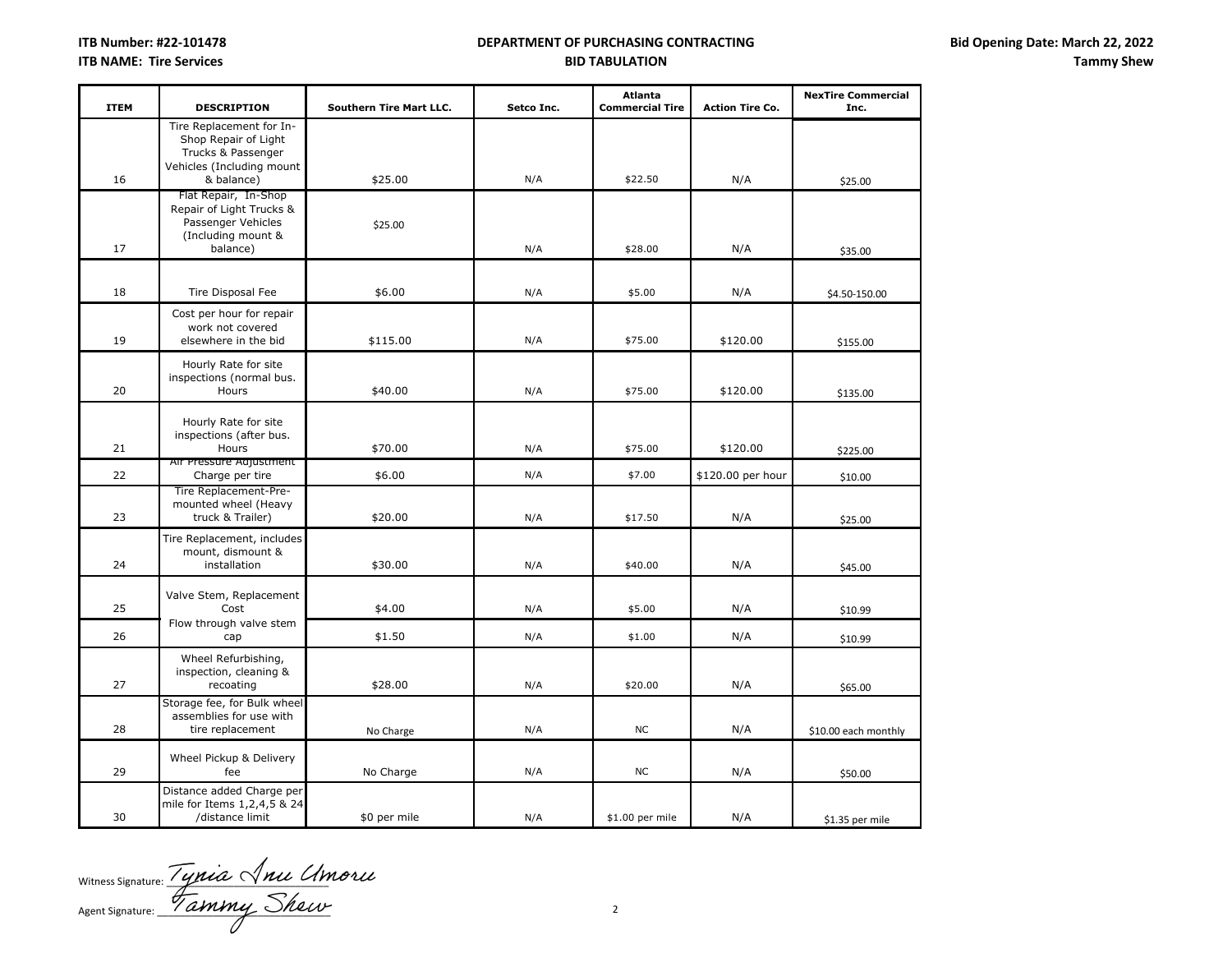**ITB Number: #22-101478**
**ITB NAME: Tire Services**

**DEPARTMENT OF PURCHASING CONTRACTING**
**BID TABULATION**

**Bid Opening Date: March 22, 2022**
**Tammy Shew**

| ITEM | DESCRIPTION | Southern Tire Mart LLC. | Setco Inc. | Atlanta Commercial Tire | Action Tire Co. | NexTire Commercial Inc. |
|---|---|---|---|---|---|---|
| 16 | Tire Replacement for In-Shop Repair of Light Trucks & Passenger Vehicles (Including mount & balance) | $25.00 | N/A | $22.50 | N/A | $25.00 |
| 17 | Flat Repair, In-Shop Repair of Light Trucks & Passenger Vehicles (Including mount & balance) | $25.00 | N/A | $28.00 | N/A | $35.00 |
| 18 | Tire Disposal Fee | $6.00 | N/A | $5.00 | N/A | $4.50-150.00 |
| 19 | Cost per hour for repair work not covered elsewhere in the bid | $115.00 | N/A | $75.00 | $120.00 | $155.00 |
| 20 | Hourly Rate for site inspections (normal bus. Hours | $40.00 | N/A | $75.00 | $120.00 | $135.00 |
| 21 | Hourly Rate for site inspections (after bus. Hours | $70.00 | N/A | $75.00 | $120.00 | $225.00 |
| 22 | Air Pressure Adjustment Charge per tire | $6.00 | N/A | $7.00 | $120.00 per hour | $10.00 |
| 23 | Tire Replacement-Pre-mounted wheel (Heavy truck & Trailer) | $20.00 | N/A | $17.50 | N/A | $25.00 |
| 24 | Tire Replacement, includes mount, dismount & installation | $30.00 | N/A | $40.00 | N/A | $45.00 |
| 25 | Valve Stem, Replacement Cost | $4.00 | N/A | $5.00 | N/A | $10.99 |
| 26 | Flow through valve stem cap | $1.50 | N/A | $1.00 | N/A | $10.99 |
| 27 | Wheel Refurbishing, inspection, cleaning & recoating | $28.00 | N/A | $20.00 | N/A | $65.00 |
| 28 | Storage fee, for Bulk wheel assemblies for use with tire replacement | No Charge | N/A | NC | N/A | $10.00 each monthly |
| 29 | Wheel Pickup & Delivery fee | No Charge | N/A | NC | N/A | $50.00 |
| 30 | Distance added Charge per mile for Items 1,2,4,5 & 24 /distance limit | $0 per mile | N/A | $1.00 per mile | N/A | $1.35 per mile |

Witness Signature: Tynia Inu Umoru

Agent Signature: Tammy Shew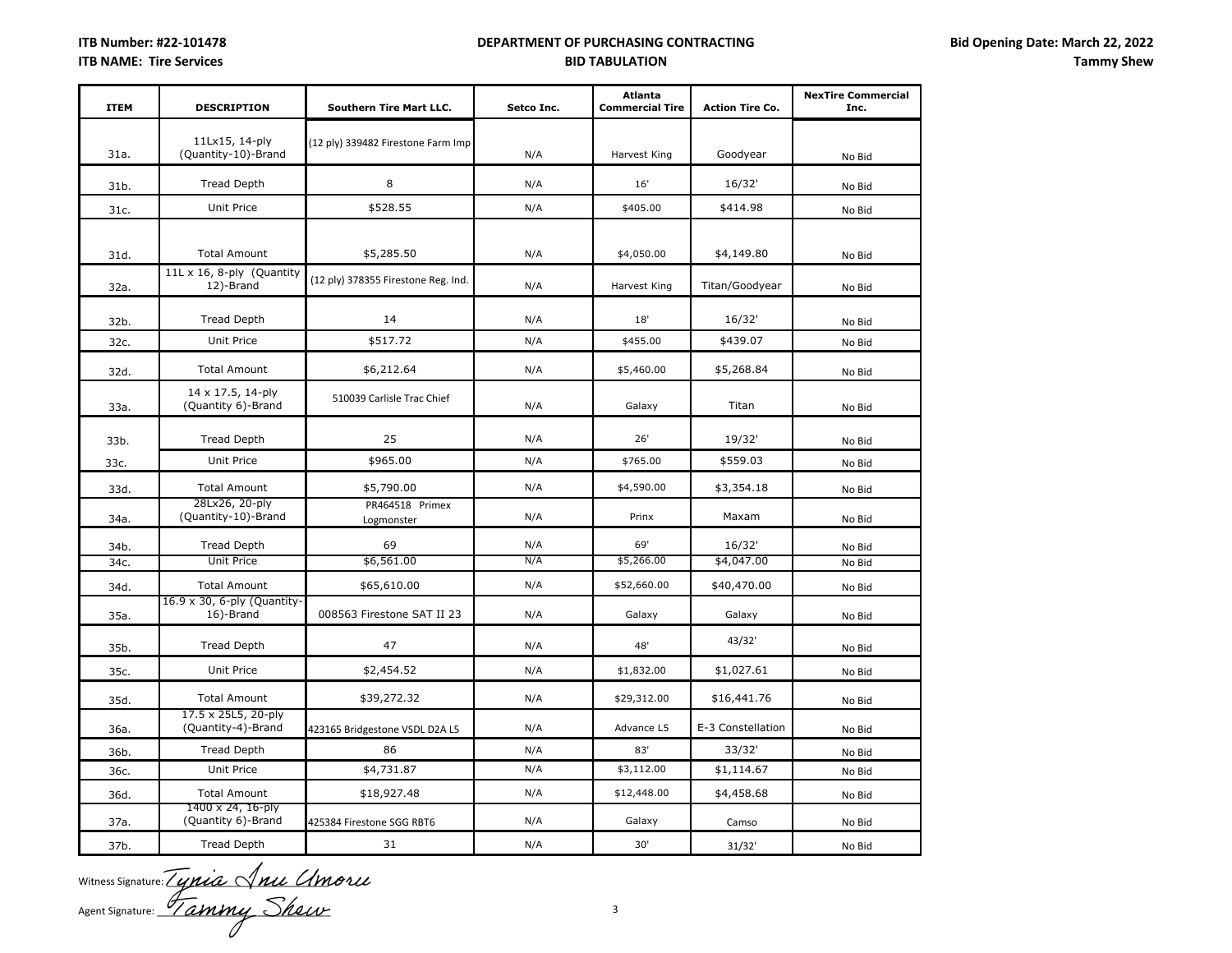**ITB Number: #22-101478**
**ITB NAME: Tire Services**

**DEPARTMENT OF PURCHASING CONTRACTING**
**BID TABULATION**

**Bid Opening Date: March 22, 2022**
**Tammy Shew**

| ITEM | DESCRIPTION | Southern Tire Mart LLC. | Setco Inc. | Atlanta Commercial Tire | Action Tire Co. | NexTire Commercial Inc. |
|---|---|---|---|---|---|---|
| 31a. | 11Lx15, 14-ply (Quantity-10)-Brand | (12 ply) 339482 Firestone Farm Imp | N/A | Harvest King | Goodyear | No Bid |
| 31b. | Tread Depth | 8 | N/A | 16' | 16/32' | No Bid |
| 31c. | Unit Price | $528.55 | N/A | $405.00 | $414.98 | No Bid |
| 31d. | Total Amount | $5,285.50 | N/A | $4,050.00 | $4,149.80 | No Bid |
| 32a. | 11L x 16, 8-ply (Quantity 12)-Brand | (12 ply) 378355 Firestone Reg. Ind. | N/A | Harvest King | Titan/Goodyear | No Bid |
| 32b. | Tread Depth | 14 | N/A | 18' | 16/32' | No Bid |
| 32c. | Unit Price | $517.72 | N/A | $455.00 | $439.07 | No Bid |
| 32d. | Total Amount | $6,212.64 | N/A | $5,460.00 | $5,268.84 | No Bid |
| 33a. | 14 x 17.5, 14-ply (Quantity 6)-Brand | 510039 Carlisle Trac Chief | N/A | Galaxy | Titan | No Bid |
| 33b. | Tread Depth | 25 | N/A | 26' | 19/32' | No Bid |
| 33c. | Unit Price | $965.00 | N/A | $765.00 | $559.03 | No Bid |
| 33d. | Total Amount | $5,790.00 | N/A | $4,590.00 | $3,354.18 | No Bid |
| 34a. | 28Lx26, 20-ply (Quantity-10)-Brand | PR464518 Primex Logmonster | N/A | Prinx | Maxam | No Bid |
| 34b. | Tread Depth | 69 | N/A | 69' | 16/32' | No Bid |
| 34c. | Unit Price | $6,561.00 | N/A | $5,266.00 | $4,047.00 | No Bid |
| 34d. | Total Amount | $65,610.00 | N/A | $52,660.00 | $40,470.00 | No Bid |
| 35a. | 16.9 x 30, 6-ply (Quantity-16)-Brand | 008563 Firestone SAT II 23 | N/A | Galaxy | Galaxy | No Bid |
| 35b. | Tread Depth | 47 | N/A | 48' | 43/32' | No Bid |
| 35c. | Unit Price | $2,454.52 | N/A | $1,832.00 | $1,027.61 | No Bid |
| 35d. | Total Amount | $39,272.32 | N/A | $29,312.00 | $16,441.76 | No Bid |
| 36a. | 17.5 x 25L5, 20-ply (Quantity-4)-Brand | 423165 Bridgestone VSDL D2A L5 | N/A | Advance L5 | E-3 Constellation | No Bid |
| 36b. | Tread Depth | 86 | N/A | 83' | 33/32' | No Bid |
| 36c. | Unit Price | $4,731.87 | N/A | $3,112.00 | $1,114.67 | No Bid |
| 36d. | Total Amount | $18,927.48 | N/A | $12,448.00 | $4,458.68 | No Bid |
| 37a. | 1400 x 24, 16-ply (Quantity 6)-Brand | 425384 Firestone SGG RBT6 | N/A | Galaxy | Camso | No Bid |
| 37b. | Tread Depth | 31 | N/A | 30' | 31/32' | No Bid |

Witness Signature: Tynia Inu Umoru

Agent Signature: Tammy Shew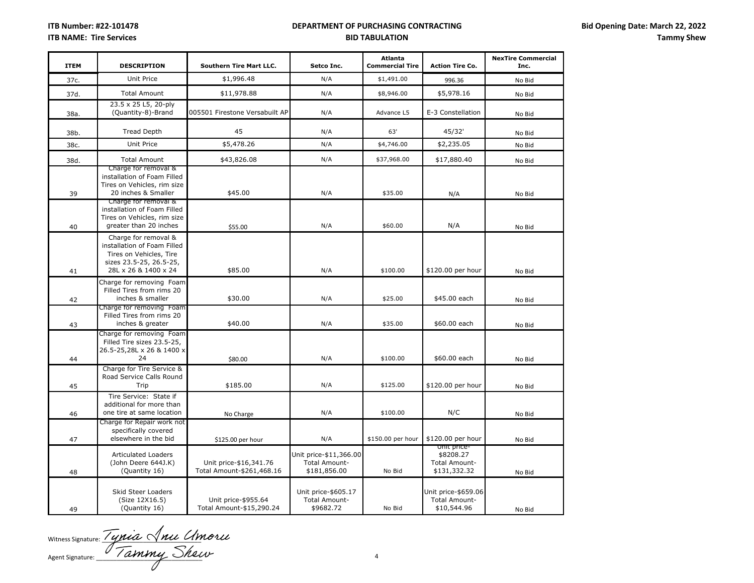| ITEM | DESCRIPTION | Southern Tire Mart LLC. | Setco Inc. | Atlanta Commercial Tire | Action Tire Co. | NexTire Commercial Inc. |
|---|---|---|---|---|---|---|
| 37c. | Unit Price | $1,996.48 | N/A | $1,491.00 | 996.36 | No Bid |
| 37d. | Total Amount | $11,978.88 | N/A | $8,946.00 | $5,978.16 | No Bid |
| 38a. | 23.5 x 25 L5, 20-ply (Quantity-8)-Brand | 005501 Firestone Versabuilt AP | N/A | Advance L5 | E-3 Constellation | No Bid |
| 38b. | Tread Depth | 45 | N/A | 63' | 45/32' | No Bid |
| 38c. | Unit Price | $5,478.26 | N/A | $4,746.00 | $2,235.05 | No Bid |
| 38d. | Total Amount | $43,826.08 | N/A | $37,968.00 | $17,880.40 | No Bid |
| 39 | Charge for removal & installation of Foam Filled Tires on Vehicles, rim size 20 inches & Smaller | $45.00 | N/A | $35.00 | N/A | No Bid |
| 40 | Charge for removal & installation of Foam Filled Tires on Vehicles, rim size greater than 20 inches | $55.00 | N/A | $60.00 | N/A | No Bid |
| 41 | Charge for removal & installation of Foam Filled Tires on Vehicles, Tire sizes 23.5-25, 26.5-25, 28L x 26 & 1400 x 24 | $85.00 | N/A | $100.00 | $120.00 per hour | No Bid |
| 42 | Charge for removing Foam Filled Tires from rims 20 inches & smaller | $30.00 | N/A | $25.00 | $45.00 each | No Bid |
| 43 | Charge for removing Foam Filled Tires from rims 20 inches & greater | $40.00 | N/A | $35.00 | $60.00 each | No Bid |
| 44 | Charge for removing Foam Filled Tire sizes 23.5-25, 26.5-25,28L x 26 & 1400 x 24 | $80.00 | N/A | $100.00 | $60.00 each | No Bid |
| 45 | Charge for Tire Service & Road Service Calls Round Trip | $185.00 | N/A | $125.00 | $120.00 per hour | No Bid |
| 46 | Tire Service: State if additional for more than one tire at same location | No Charge | N/A | $100.00 | N/C | No Bid |
| 47 | Charge for Repair work not specifically covered elsewhere in the bid | $125.00 per hour | N/A | $150.00 per hour | $120.00 per hour | No Bid |
| 48 | Articulated Loaders (John Deere 644J.K) (Quantity 16) | Unit price-$16,341.76 Total Amount-$261,468.16 | Unit price-$11,366.00 Total Amount-$181,856.00 | No Bid | Unit price-$8208.27 Total Amount-$131,332.32 | No Bid |
| 49 | Skid Steer Loaders (Size 12X16.5) (Quantity 16) | Unit price-$955.64 Total Amount-$15,290.24 | Unit price-$605.17 Total Amount-$9682.72 | No Bid | Unit price-$659.06 Total Amount-$10,544.96 | No Bid |

Witness Signature: Tynia Inu Umoru

Agent Signature: Tammy Shew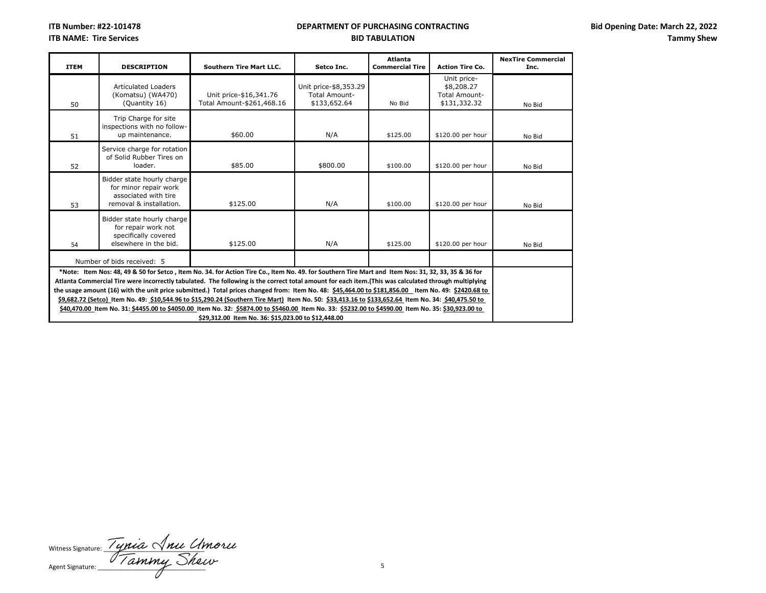**ITB Number: #22-101478**
**ITB NAME: Tire Services**

**DEPARTMENT OF PURCHASING CONTRACTING**
**BID TABULATION**

**Bid Opening Date: March 22, 2022**
**Tammy Shew**

| ITEM | DESCRIPTION | Southern Tire Mart LLC. | Setco Inc. | Atlanta Commercial Tire | Action Tire Co. | NexTire Commercial Inc. |
|---|---|---|---|---|---|---|
| 50 | Articulated Loaders (Komatsu) (WA470) (Quantity 16) | Unit price-$16,341.76 Total Amount-$261,468.16 | Unit price-$8,353.29 Total Amount-$133,652.64 | No Bid | Unit price-$8,208.27 Total Amount-$131,332.32 | No Bid |
| 51 | Trip Charge for site inspections with no follow-up maintenance. | $60.00 | N/A | $125.00 | $120.00 per hour | No Bid |
| 52 | Service charge for rotation of Solid Rubber Tires on loader. | $85.00 | $800.00 | $100.00 | $120.00 per hour | No Bid |
| 53 | Bidder state hourly charge for minor repair work associated with tire removal & installation. | $125.00 | N/A | $100.00 | $120.00 per hour | No Bid |
| 54 | Bidder state hourly charge for repair work not specifically covered elsewhere in the bid. | $125.00 | N/A | $125.00 | $120.00 per hour | No Bid |
| Number of bids received: 5 | | | | | | |

**\*Note: Item Nos: 48, 49 & 50 for Setco , Item No. 34. for Action Tire Co., Item No. 49. for Southern Tire Mart and Item Nos: 31, 32, 33, 35 & 36 for Atlanta Commercial Tire were incorrectly tabulated. The following is the correct total amount for each item.(This was calculated through multiplying the usage amount (16) with the unit price submitted.) Total prices changed from: Item No. 48: $45,464.00 to $181,856.00 Item No. 49: $2420.68 to $9,682.72 (Setco) Item No. 49: $10,544.96 to $15,290.24 (Southern Tire Mart) Item No. 50: $33,413.16 to $133,652.64 Item No. 34: $40,475.50 to $40,470.00 Item No. 31: $4455.00 to $4050.00 Item No. 32: $5874.00 to $5460.00 Item No. 33: $5232.00 to $4590.00 Item No. 35: $30,923.00 to $29,312.00 Item No. 36: $15,023.00 to $12,448.00**

Witness Signature: Tynia Inu Umoru

Agent Signature: Tammy Shew